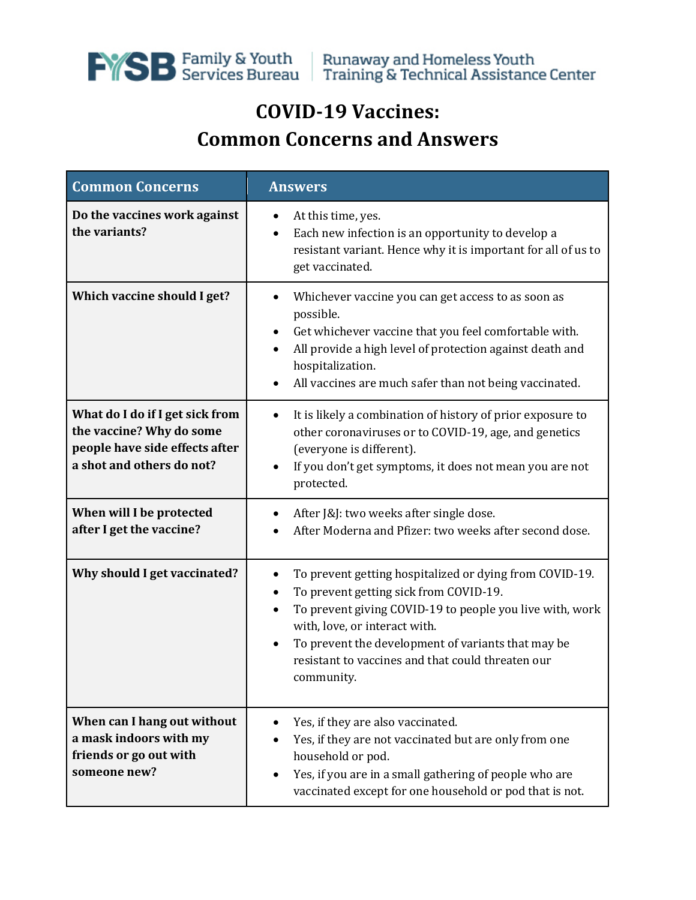Family & Youth Services Bureau | Runaway and Homeless Youth Training & Technical Assistance Center

# COVID-19 Vaccines: Common Concerns and Answers

| Common Concerns | Answers |
| --- | --- |
| **Do the vaccines work against the variants?** | • At this time, yes.<br>• Each new infection is an opportunity to develop a resistant variant. Hence why it is important for all of us to get vaccinated. |
| **Which vaccine should I get?** | • Whichever vaccine you can get access to as soon as possible.<br>• Get whichever vaccine that you feel comfortable with.<br>• All provide a high level of protection against death and hospitalization.<br>• All vaccines are much safer than not being vaccinated. |
| **What do I do if I get sick from the vaccine? Why do some people have side effects after a shot and others do not?** | • It is likely a combination of history of prior exposure to other coronaviruses or to COVID-19, age, and genetics (everyone is different).<br>• If you don't get symptoms, it does not mean you are not protected. |
| **When will I be protected after I get the vaccine?** | • After J&J: two weeks after single dose.<br>• After Moderna and Pfizer: two weeks after second dose. |
| **Why should I get vaccinated?** | • To prevent getting hospitalized or dying from COVID-19.<br>• To prevent getting sick from COVID-19.<br>• To prevent giving COVID-19 to people you live with, work with, love, or interact with.<br>• To prevent the development of variants that may be resistant to vaccines and that could threaten our community. |
| **When can I hang out without a mask indoors with my friends or go out with someone new?** | • Yes, if they are also vaccinated.<br>• Yes, if they are not vaccinated but are only from one household or pod.<br>• Yes, if you are in a small gathering of people who are vaccinated except for one household or pod that is not. |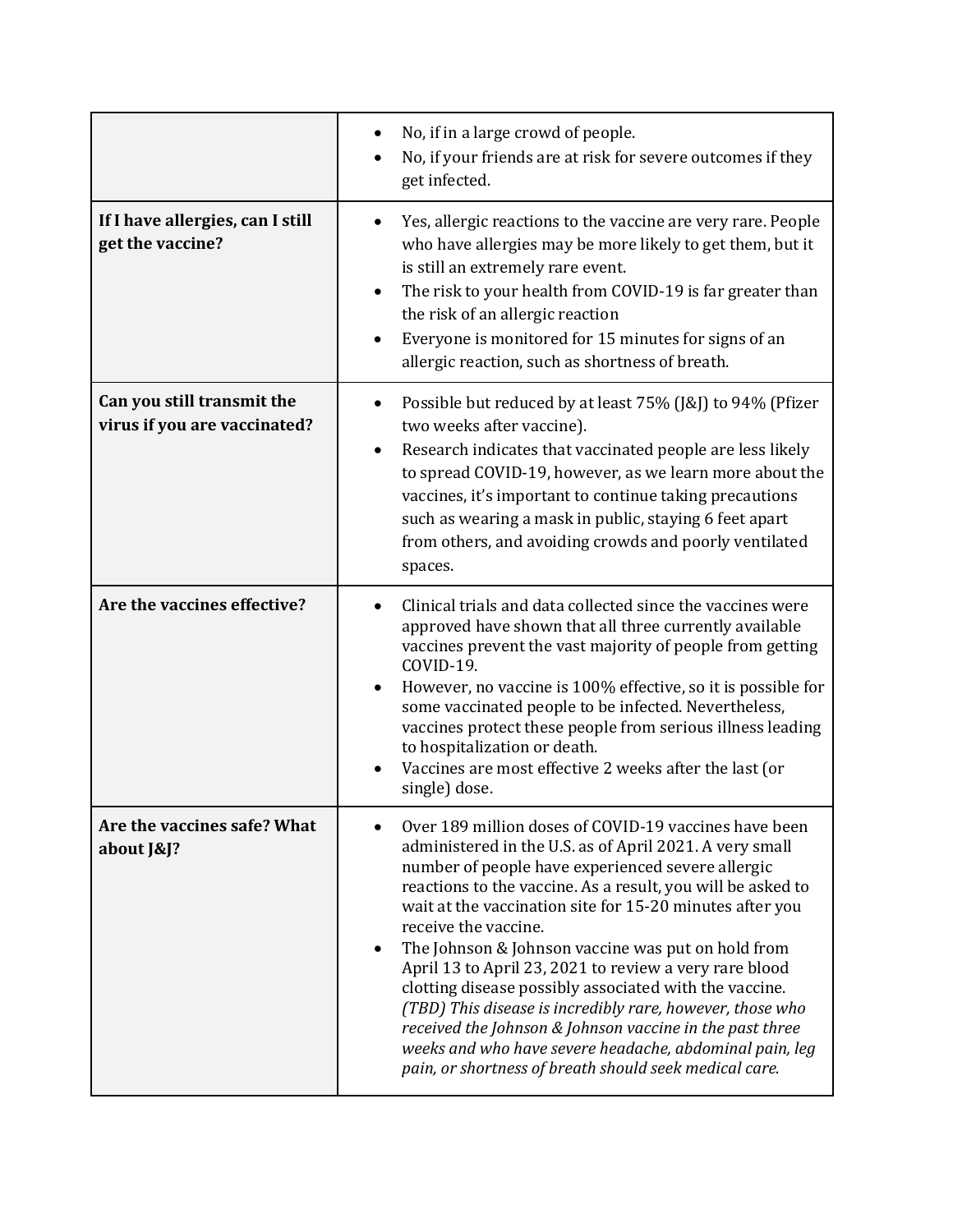| | |
|---|---|
| | • No, if in a large crowd of people.<br>• No, if your friends are at risk for severe outcomes if they get infected. |
| **If I have allergies, can I still get the vaccine?** | • Yes, allergic reactions to the vaccine are very rare. People who have allergies may be more likely to get them, but it is still an extremely rare event.<br>• The risk to your health from COVID-19 is far greater than the risk of an allergic reaction<br>• Everyone is monitored for 15 minutes for signs of an allergic reaction, such as shortness of breath. |
| **Can you still transmit the virus if you are vaccinated?** | • Possible but reduced by at least 75% (J&J) to 94% (Pfizer two weeks after vaccine).<br>• Research indicates that vaccinated people are less likely to spread COVID-19, however, as we learn more about the vaccines, it's important to continue taking precautions such as wearing a mask in public, staying 6 feet apart from others, and avoiding crowds and poorly ventilated spaces. |
| **Are the vaccines effective?** | • Clinical trials and data collected since the vaccines were approved have shown that all three currently available vaccines prevent the vast majority of people from getting COVID-19.<br>• However, no vaccine is 100% effective, so it is possible for some vaccinated people to be infected. Nevertheless, vaccines protect these people from serious illness leading to hospitalization or death.<br>• Vaccines are most effective 2 weeks after the last (or single) dose. |
| **Are the vaccines safe? What about J&J?** | • Over 189 million doses of COVID-19 vaccines have been administered in the U.S. as of April 2021. A very small number of people have experienced severe allergic reactions to the vaccine. As a result, you will be asked to wait at the vaccination site for 15-20 minutes after you receive the vaccine.<br>• The Johnson & Johnson vaccine was put on hold from April 13 to April 23, 2021 to review a very rare blood clotting disease possibly associated with the vaccine. *(TBD) This disease is incredibly rare, however, those who received the Johnson & Johnson vaccine in the past three weeks and who have severe headache, abdominal pain, leg pain, or shortness of breath should seek medical care.* |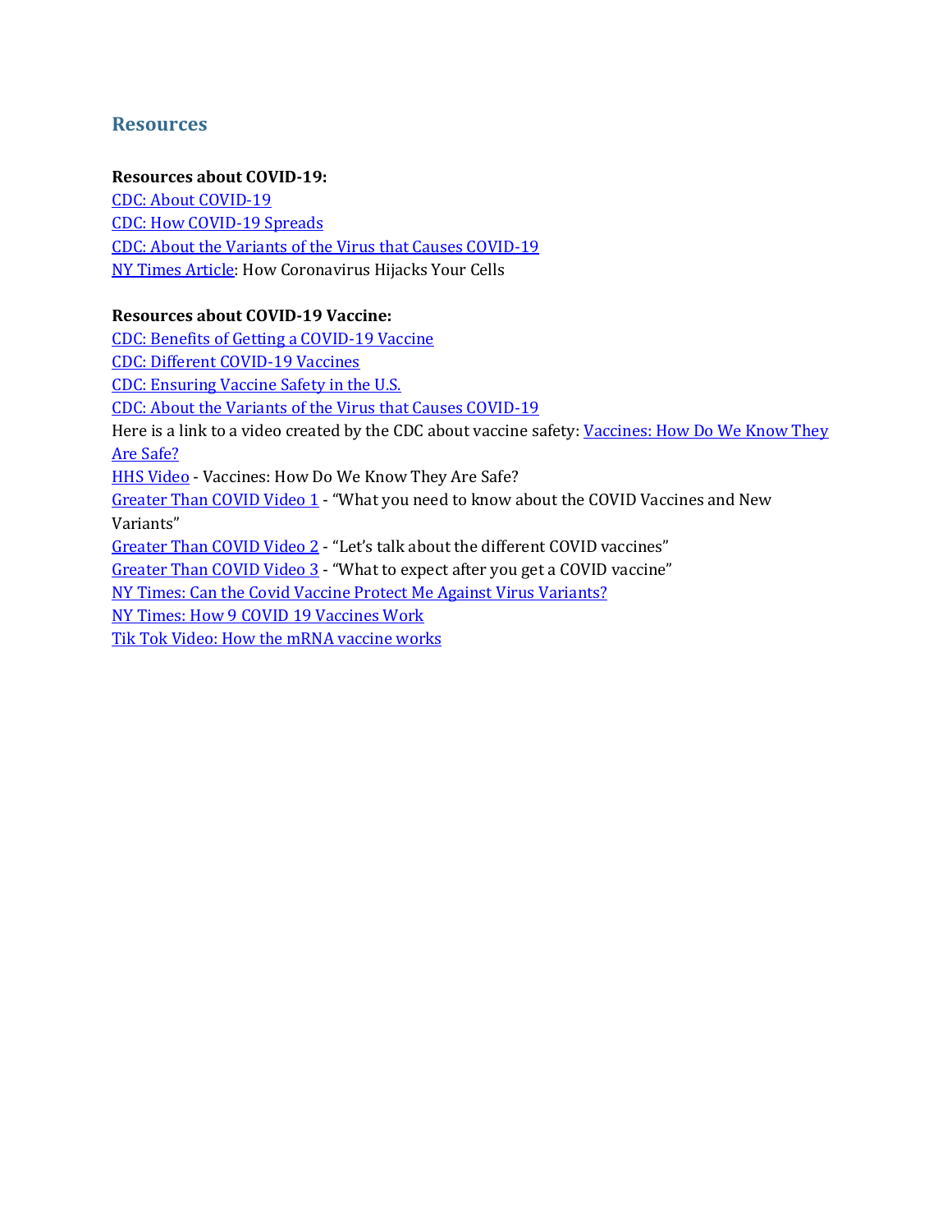## Resources

**Resources about COVID-19:**
CDC: About COVID-19
CDC: How COVID-19 Spreads
CDC: About the Variants of the Virus that Causes COVID-19
NY Times Article: How Coronavirus Hijacks Your Cells

**Resources about COVID-19 Vaccine:**
CDC: Benefits of Getting a COVID-19 Vaccine
CDC: Different COVID-19 Vaccines
CDC: Ensuring Vaccine Safety in the U.S.
CDC: About the Variants of the Virus that Causes COVID-19
Here is a link to a video created by the CDC about vaccine safety: Vaccines: How Do We Know They Are Safe?
HHS Video - Vaccines: How Do We Know They Are Safe?
Greater Than COVID Video 1 - "What you need to know about the COVID Vaccines and New Variants"
Greater Than COVID Video 2 - "Let's talk about the different COVID vaccines"
Greater Than COVID Video 3 - "What to expect after you get a COVID vaccine"
NY Times: Can the Covid Vaccine Protect Me Against Virus Variants?
NY Times: How 9 COVID 19 Vaccines Work
Tik Tok Video: How the mRNA vaccine works